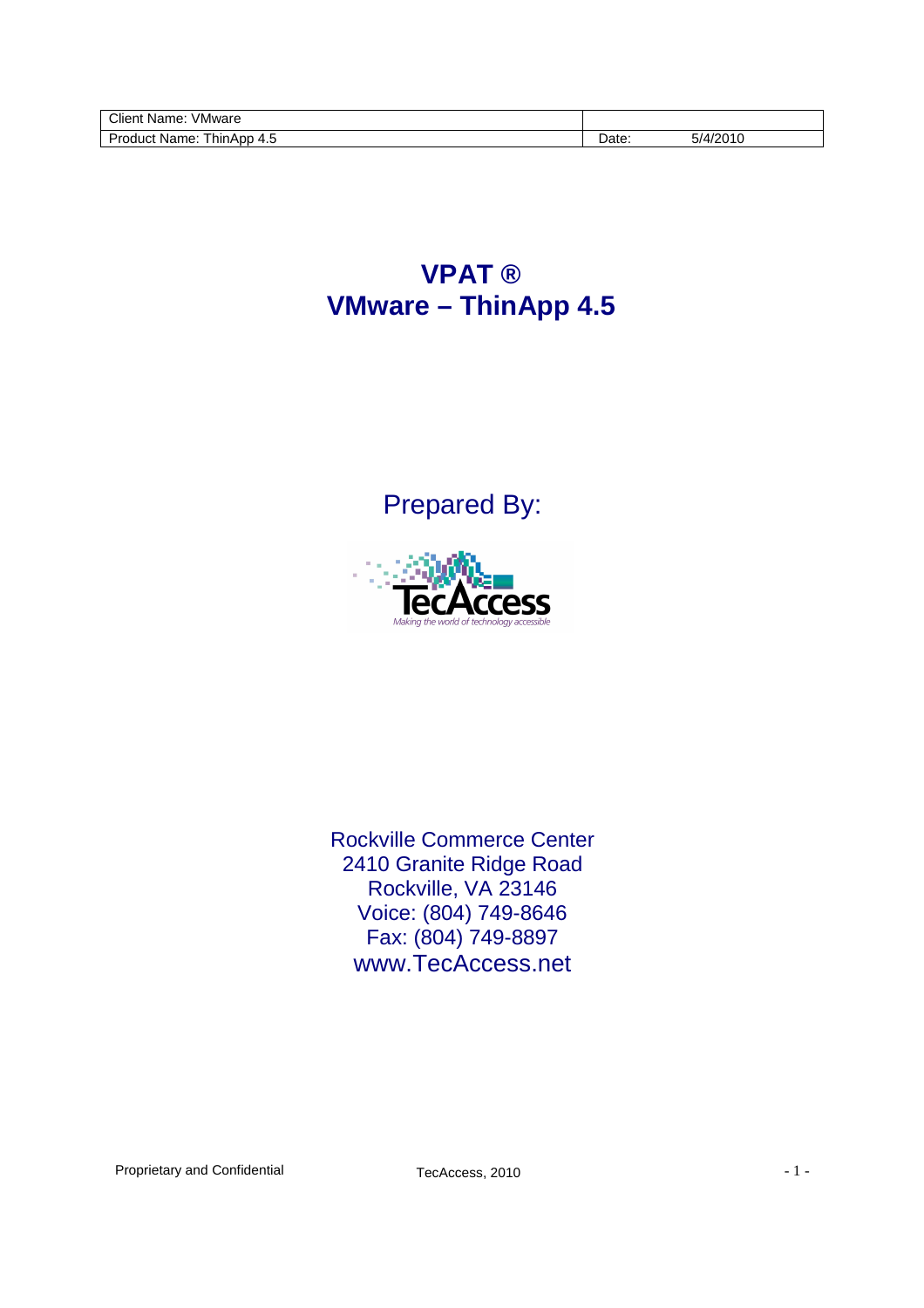| Client Name: VMware | |
| --- | --- |
| Product Name: ThinApp 4.5 | Date: 5/4/2010 |

# VPAT ®
# VMware – ThinApp 4.5

## Prepared By:

TecAccess

*Making the world of technology accessible*

Rockville Commerce Center
2410 Granite Ridge Road
Rockville, VA 23146
Voice: (804) 749-8646
Fax: (804) 749-8897
www.TecAccess.net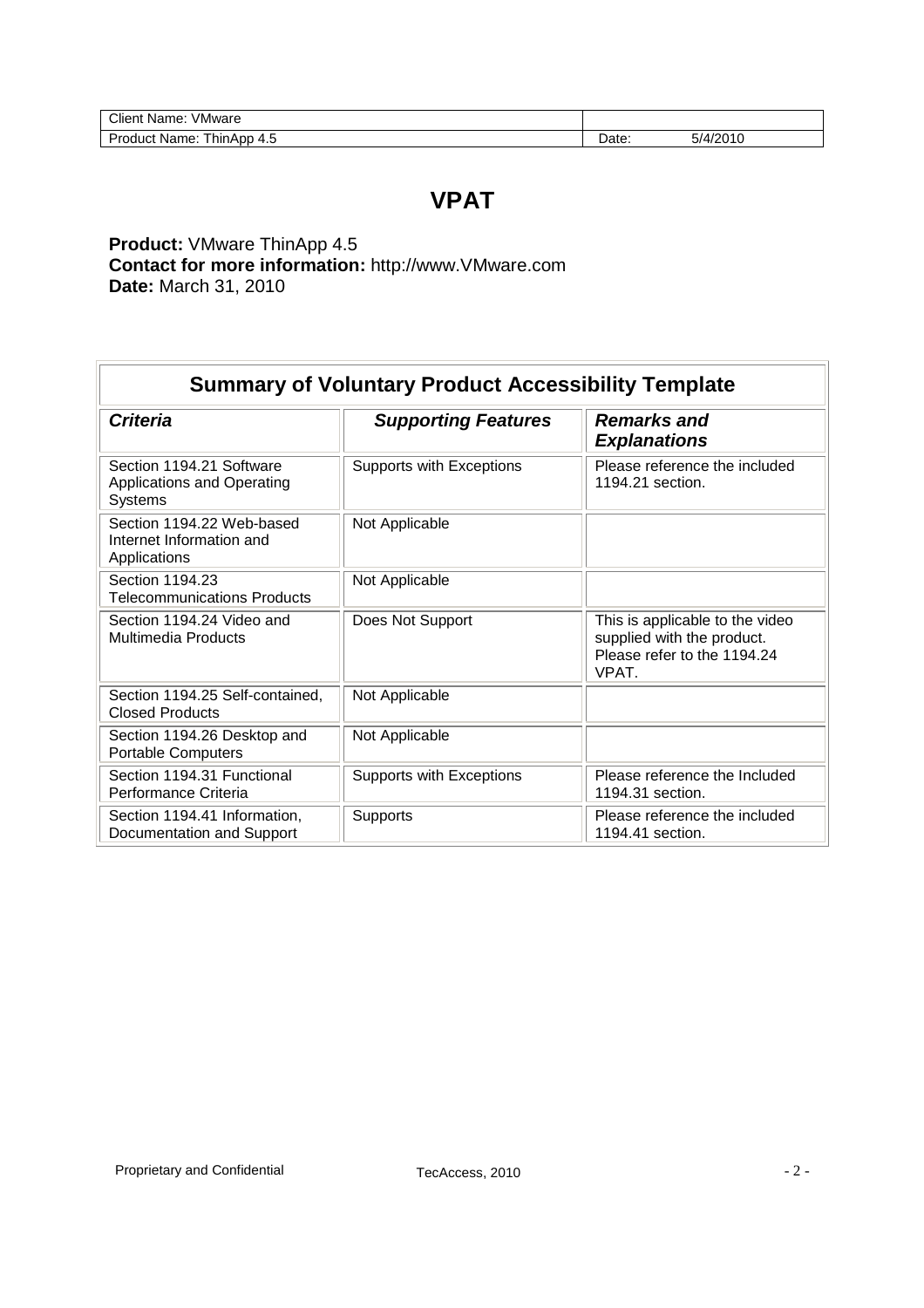| Client Name: VMware | |
| --- | --- |
| Product Name: ThinApp 4.5 | Date: 5/4/2010 |

# VPAT

**Product:** VMware ThinApp 4.5
**Contact for more information:** http://www.VMware.com
**Date:** March 31, 2010

| Summary of Voluntary Product Accessibility Template | | |
| --- | --- | --- |
| ***Criteria*** | ***Supporting Features*** | ***Remarks and Explanations*** |
| Section 1194.21 Software Applications and Operating Systems | Supports with Exceptions | Please reference the included 1194.21 section. |
| Section 1194.22 Web-based Internet Information and Applications | Not Applicable | |
| Section 1194.23 Telecommunications Products | Not Applicable | |
| Section 1194.24 Video and Multimedia Products | Does Not Support | This is applicable to the video supplied with the product. Please refer to the 1194.24 VPAT. |
| Section 1194.25 Self-contained, Closed Products | Not Applicable | |
| Section 1194.26 Desktop and Portable Computers | Not Applicable | |
| Section 1194.31 Functional Performance Criteria | Supports with Exceptions | Please reference the Included 1194.31 section. |
| Section 1194.41 Information, Documentation and Support | Supports | Please reference the included 1194.41 section. |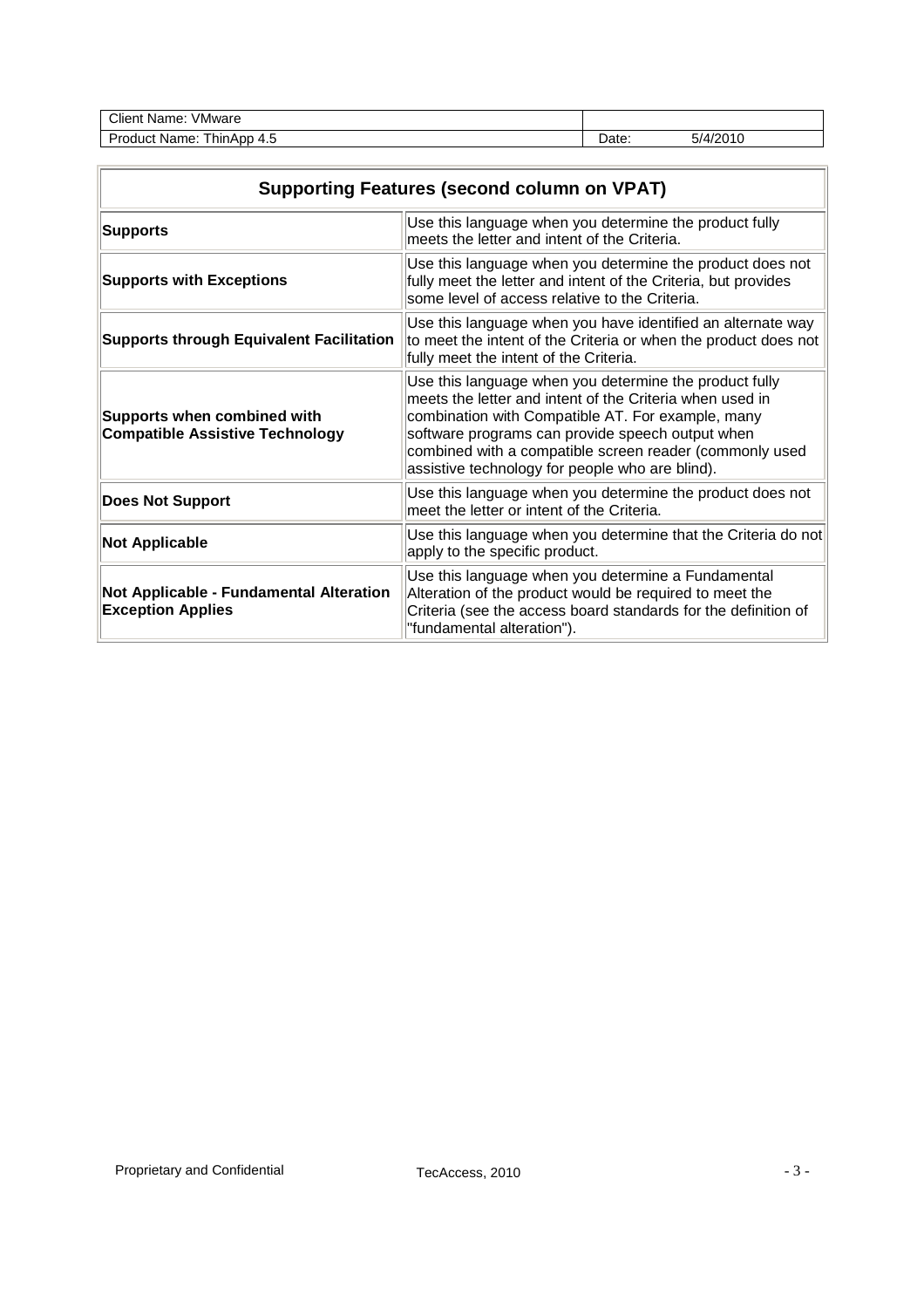| Client Name: VMware | |
| --- | --- |
| Product Name: ThinApp 4.5 | Date: 5/4/2010 |

| Supporting Features (second column on VPAT) | |
| --- | --- |
| **Supports** | Use this language when you determine the product fully meets the letter and intent of the Criteria. |
| **Supports with Exceptions** | Use this language when you determine the product does not fully meet the letter and intent of the Criteria, but provides some level of access relative to the Criteria. |
| **Supports through Equivalent Facilitation** | Use this language when you have identified an alternate way to meet the intent of the Criteria or when the product does not fully meet the intent of the Criteria. |
| **Supports when combined with Compatible Assistive Technology** | Use this language when you determine the product fully meets the letter and intent of the Criteria when used in combination with Compatible AT. For example, many software programs can provide speech output when combined with a compatible screen reader (commonly used assistive technology for people who are blind). |
| **Does Not Support** | Use this language when you determine the product does not meet the letter or intent of the Criteria. |
| **Not Applicable** | Use this language when you determine that the Criteria do not apply to the specific product. |
| **Not Applicable - Fundamental Alteration Exception Applies** | Use this language when you determine a Fundamental Alteration of the product would be required to meet the Criteria (see the access board standards for the definition of "fundamental alteration"). |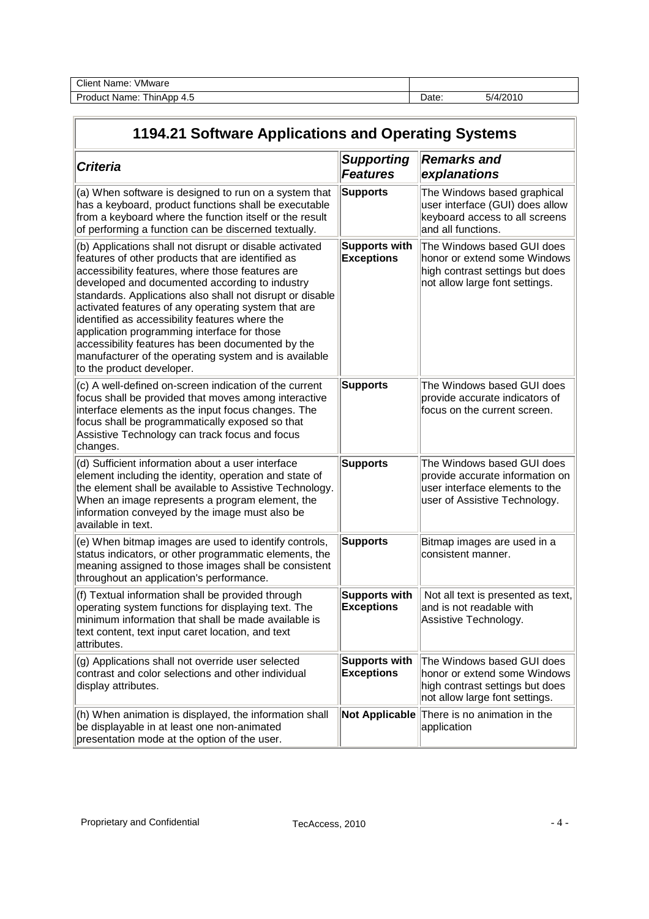| Client Name: VMware | |
|---|---|
| Product Name: ThinApp 4.5 | Date: 5/4/2010 |

## 1194.21 Software Applications and Operating Systems

| *Criteria* | *Supporting Features* | *Remarks and explanations* |
|---|---|---|
| (a) When software is designed to run on a system that has a keyboard, product functions shall be executable from a keyboard where the function itself or the result of performing a function can be discerned textually. | **Supports** | The Windows based graphical user interface (GUI) does allow keyboard access to all screens and all functions. |
| (b) Applications shall not disrupt or disable activated features of other products that are identified as accessibility features, where those features are developed and documented according to industry standards. Applications also shall not disrupt or disable activated features of any operating system that are identified as accessibility features where the application programming interface for those accessibility features has been documented by the manufacturer of the operating system and is available to the product developer. | **Supports with Exceptions** | The Windows based GUI does honor or extend some Windows high contrast settings but does not allow large font settings. |
| (c) A well-defined on-screen indication of the current focus shall be provided that moves among interactive interface elements as the input focus changes. The focus shall be programmatically exposed so that Assistive Technology can track focus and focus changes. | **Supports** | The Windows based GUI does provide accurate indicators of focus on the current screen. |
| (d) Sufficient information about a user interface element including the identity, operation and state of the element shall be available to Assistive Technology. When an image represents a program element, the information conveyed by the image must also be available in text. | **Supports** | The Windows based GUI does provide accurate information on user interface elements to the user of Assistive Technology. |
| (e) When bitmap images are used to identify controls, status indicators, or other programmatic elements, the meaning assigned to those images shall be consistent throughout an application's performance. | **Supports** | Bitmap images are used in a consistent manner. |
| (f) Textual information shall be provided through operating system functions for displaying text. The minimum information that shall be made available is text content, text input caret location, and text attributes. | **Supports with Exceptions** | Not all text is presented as text, and is not readable with Assistive Technology. |
| (g) Applications shall not override user selected contrast and color selections and other individual display attributes. | **Supports with Exceptions** | The Windows based GUI does honor or extend some Windows high contrast settings but does not allow large font settings. |
| (h) When animation is displayed, the information shall be displayable in at least one non-animated presentation mode at the option of the user. | **Not Applicable** | There is no animation in the application |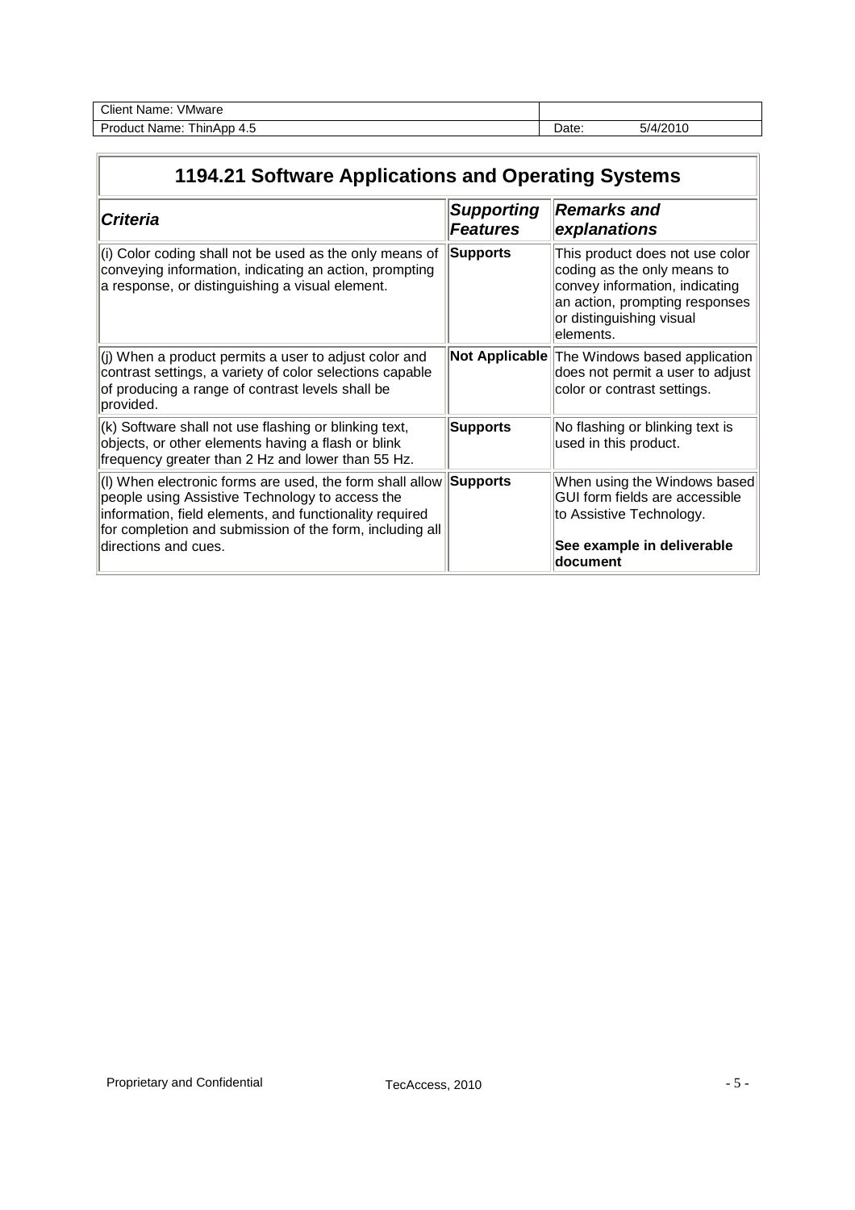| Client Name: VMware | |
|---|---|
| Product Name: ThinApp 4.5 | Date: 5/4/2010 |

| 1194.21 Software Applications and Operating Systems | | |
|---|---|---|
| ***Criteria*** | ***Supporting Features*** | ***Remarks and explanations*** |
| (i) Color coding shall not be used as the only means of conveying information, indicating an action, prompting a response, or distinguishing a visual element. | **Supports** | This product does not use color coding as the only means to convey information, indicating an action, prompting responses or distinguishing visual elements. |
| (j) When a product permits a user to adjust color and contrast settings, a variety of color selections capable of producing a range of contrast levels shall be provided. | **Not Applicable** | The Windows based application does not permit a user to adjust color or contrast settings. |
| (k) Software shall not use flashing or blinking text, objects, or other elements having a flash or blink frequency greater than 2 Hz and lower than 55 Hz. | **Supports** | No flashing or blinking text is used in this product. |
| (l) When electronic forms are used, the form shall allow people using Assistive Technology to access the information, field elements, and functionality required for completion and submission of the form, including all directions and cues. | **Supports** | When using the Windows based GUI form fields are accessible to Assistive Technology. **See example in deliverable document** |

Proprietary and Confidential TecAccess, 2010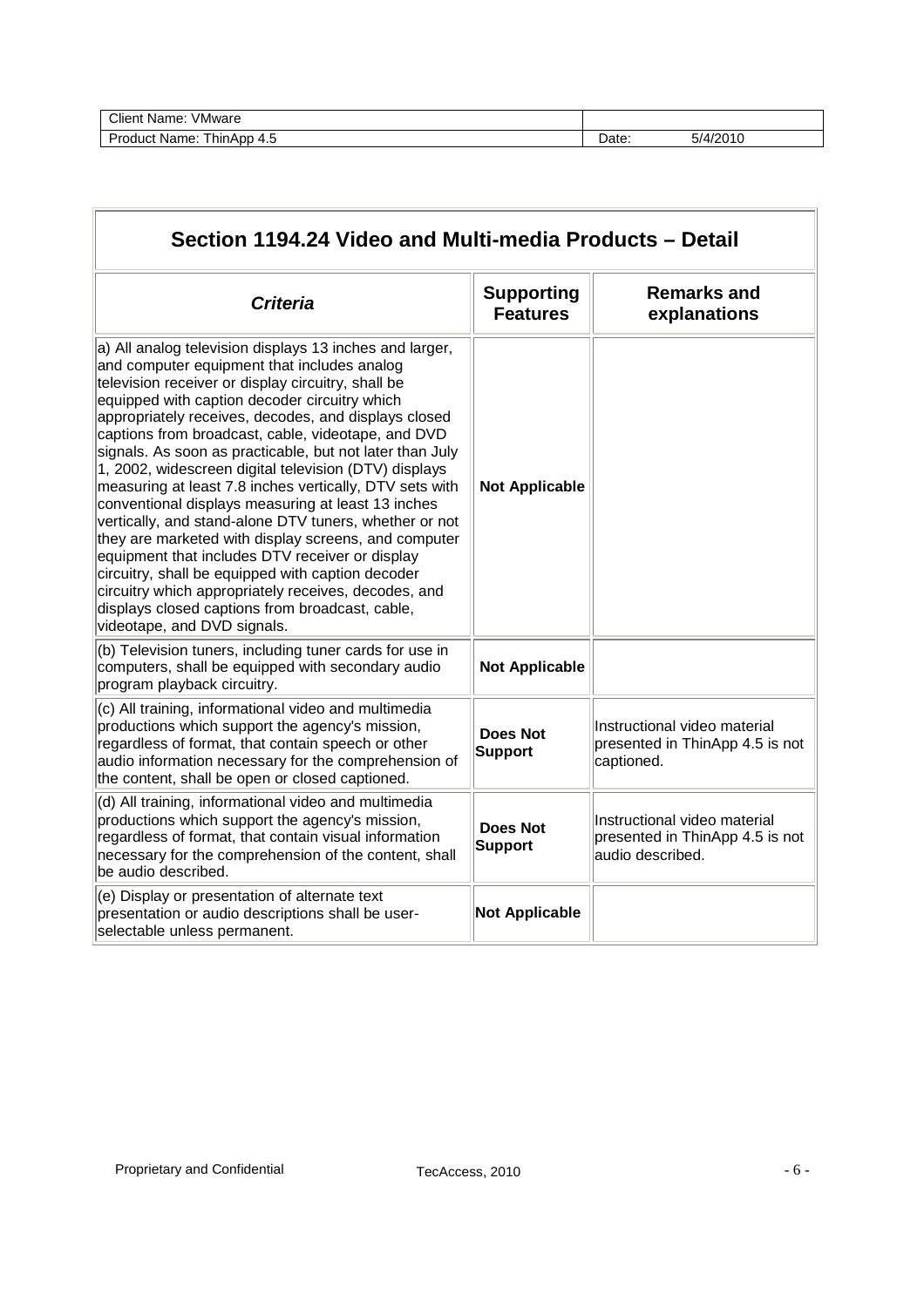| Client Name: VMware | |
|---|---|
| Product Name: ThinApp 4.5 | Date: 5/4/2010 |

## Section 1194.24 Video and Multi-media Products – Detail

| ***Criteria*** | **Supporting Features** | **Remarks and explanations** |
|---|---|---|
| a) All analog television displays 13 inches and larger, and computer equipment that includes analog television receiver or display circuitry, shall be equipped with caption decoder circuitry which appropriately receives, decodes, and displays closed captions from broadcast, cable, videotape, and DVD signals. As soon as practicable, but not later than July 1, 2002, widescreen digital television (DTV) displays measuring at least 7.8 inches vertically, DTV sets with conventional displays measuring at least 13 inches vertically, and stand-alone DTV tuners, whether or not they are marketed with display screens, and computer equipment that includes DTV receiver or display circuitry, shall be equipped with caption decoder circuitry which appropriately receives, decodes, and displays closed captions from broadcast, cable, videotape, and DVD signals. | **Not Applicable** | |
| (b) Television tuners, including tuner cards for use in computers, shall be equipped with secondary audio program playback circuitry. | **Not Applicable** | |
| (c) All training, informational video and multimedia productions which support the agency's mission, regardless of format, that contain speech or other audio information necessary for the comprehension of the content, shall be open or closed captioned. | **Does Not Support** | Instructional video material presented in ThinApp 4.5 is not captioned. |
| (d) All training, informational video and multimedia productions which support the agency's mission, regardless of format, that contain visual information necessary for the comprehension of the content, shall be audio described. | **Does Not Support** | Instructional video material presented in ThinApp 4.5 is not audio described. |
| (e) Display or presentation of alternate text presentation or audio descriptions shall be user-selectable unless permanent. | **Not Applicable** | |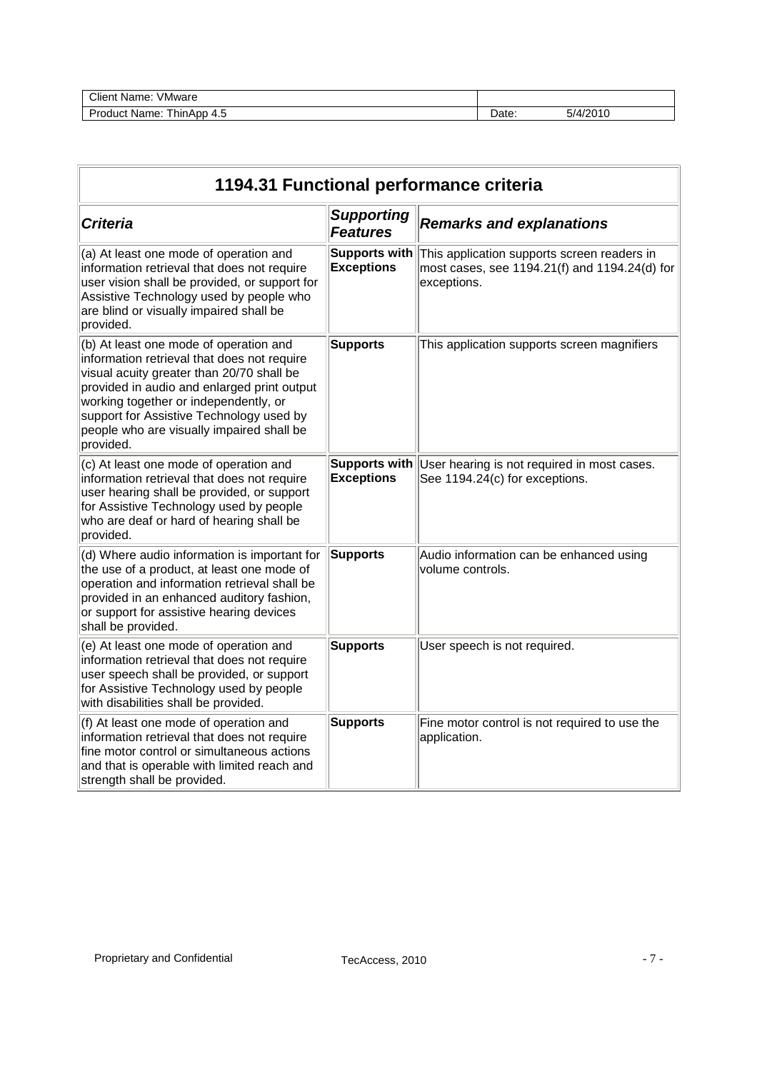| Client Name: VMware | |
|---|---|
| Product Name: ThinApp 4.5 | Date: 5/4/2010 |

| 1194.31 Functional performance criteria | | |
|---|---|---|
| ***Criteria*** | ***Supporting Features*** | ***Remarks and explanations*** |
| (a) At least one mode of operation and information retrieval that does not require user vision shall be provided, or support for Assistive Technology used by people who are blind or visually impaired shall be provided. | **Supports with Exceptions** | This application supports screen readers in most cases, see 1194.21(f) and 1194.24(d) for exceptions. |
| (b) At least one mode of operation and information retrieval that does not require visual acuity greater than 20/70 shall be provided in audio and enlarged print output working together or independently, or support for Assistive Technology used by people who are visually impaired shall be provided. | **Supports** | This application supports screen magnifiers |
| (c) At least one mode of operation and information retrieval that does not require user hearing shall be provided, or support for Assistive Technology used by people who are deaf or hard of hearing shall be provided. | **Supports with Exceptions** | User hearing is not required in most cases. See 1194.24(c) for exceptions. |
| (d) Where audio information is important for the use of a product, at least one mode of operation and information retrieval shall be provided in an enhanced auditory fashion, or support for assistive hearing devices shall be provided. | **Supports** | Audio information can be enhanced using volume controls. |
| (e) At least one mode of operation and information retrieval that does not require user speech shall be provided, or support for Assistive Technology used by people with disabilities shall be provided. | **Supports** | User speech is not required. |
| (f) At least one mode of operation and information retrieval that does not require fine motor control or simultaneous actions and that is operable with limited reach and strength shall be provided. | **Supports** | Fine motor control is not required to use the application. |

Proprietary and Confidential TecAccess, 2010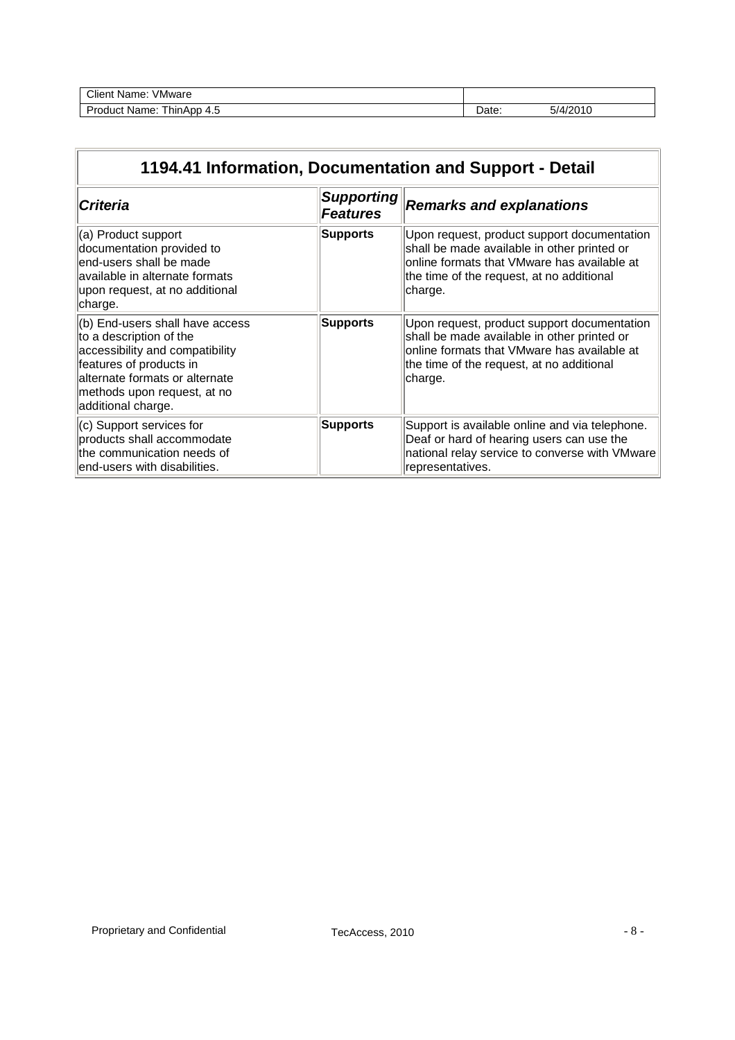| | |
|---|---|
| Client Name: VMware | |
| Product Name: ThinApp 4.5 | Date: 5/4/2010 |

## 1194.41 Information, Documentation and Support - Detail

| *Criteria* | *Supporting Features* | *Remarks and explanations* |
|---|---|---|
| (a) Product support documentation provided to end-users shall be made available in alternate formats upon request, at no additional charge. | **Supports** | Upon request, product support documentation shall be made available in other printed or online formats that VMware has available at the time of the request, at no additional charge. |
| (b) End-users shall have access to a description of the accessibility and compatibility features of products in alternate formats or alternate methods upon request, at no additional charge. | **Supports** | Upon request, product support documentation shall be made available in other printed or online formats that VMware has available at the time of the request, at no additional charge. |
| (c) Support services for products shall accommodate the communication needs of end-users with disabilities. | **Supports** | Support is available online and via telephone. Deaf or hard of hearing users can use the national relay service to converse with VMware representatives. |

Proprietary and Confidential TecAccess, 2010